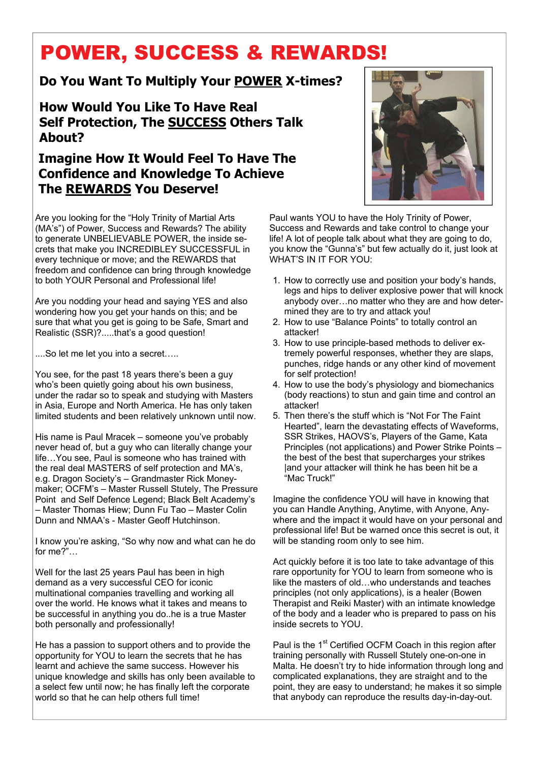# POWER, SUCCESS & REWARDS!

### Do You Want To Multiply Your POWER X-times?

### How Would You Like To Have Real Self Protection, The SUCCESS Others Talk About?

### Imagine How It Would Feel To Have The Confidence and Knowledge To Achieve The REWARDS You Deserve!

Are you looking for the "Holy Trinity of Martial Arts (MA's") of Power, Success and Rewards? The ability to generate UNBELIEVABLE POWER, the inside secrets that make you INCREDIBLEY SUCCESSFUL in every technique or move; and the REWARDS that freedom and confidence can bring through knowledge to both YOUR Personal and Professional life!

Are you nodding your head and saying YES and also wondering how you get your hands on this; and be sure that what you get is going to be Safe, Smart and Realistic (SSR)?.....that's a good question!

....So let me let you into a secret…..

You see, for the past 18 years there's been a guy who's been quietly going about his own business, under the radar so to speak and studying with Masters in Asia, Europe and North America. He has only taken limited students and been relatively unknown until now.

His name is Paul Mracek – someone you've probably never head of, but a guy who can literally change your life…You see, Paul is someone who has trained with the real deal MASTERS of self protection and MA's, e.g. Dragon Society's – Grandmaster Rick Moneymaker; OCFM's – Master Russell Stutely, The Pressure Point and Self Defence Legend; Black Belt Academy's – Master Thomas Hiew; Dunn Fu Tao – Master Colin Dunn and NMAA's - Master Geoff Hutchinson.

I know you're asking, "So why now and what can he do for me?"…

Well for the last 25 years Paul has been in high demand as a very successful CEO for iconic multinational companies travelling and working all over the world. He knows what it takes and means to be successful in anything you do..he is a true Master both personally and professionally!

He has a passion to support others and to provide the opportunity for YOU to learn the secrets that he has learnt and achieve the same success. However his unique knowledge and skills has only been available to a select few until now; he has finally left the corporate world so that he can help others full time!

Paul wants YOU to have the Holy Trinity of Power, Success and Rewards and take control to change your life! A lot of people talk about what they are going to do, you know the "Gunna's" but few actually do it, just look at WHAT'S IN IT FOR YOU:

1. How to correctly use and position your body's hands, legs and hips to deliver explosive power that will knock anybody over…no matter who they are and how determined they are to try and attack you!
2. How to use "Balance Points" to totally control an attacker!
3. How to use principle-based methods to deliver extremely powerful responses, whether they are slaps, punches, ridge hands or any other kind of movement for self protection!
4. How to use the body's physiology and biomechanics (body reactions) to stun and gain time and control an attacker!
5. Then there's the stuff which is "Not For The Faint Hearted", learn the devastating effects of Waveforms, SSR Strikes, HAOVS's, Players of the Game, Kata Principles (not applications) and Power Strike Points – the best of the best that supercharges your strikes |and your attacker will think he has been hit be a "Mac Truck!"

Imagine the confidence YOU will have in knowing that you can Handle Anything, Anytime, with Anyone, Anywhere and the impact it would have on your personal and professional life! But be warned once this secret is out, it will be standing room only to see him.

Act quickly before it is too late to take advantage of this rare opportunity for YOU to learn from someone who is like the masters of old…who understands and teaches principles (not only applications), is a healer (Bowen Therapist and Reiki Master) with an intimate knowledge of the body and a leader who is prepared to pass on his inside secrets to YOU.

Paul is the 1st Certified OCFM Coach in this region after training personally with Russell Stutely one-on-one in Malta. He doesn't try to hide information through long and complicated explanations, they are straight and to the point, they are easy to understand; he makes it so simple that anybody can reproduce the results day-in-day-out.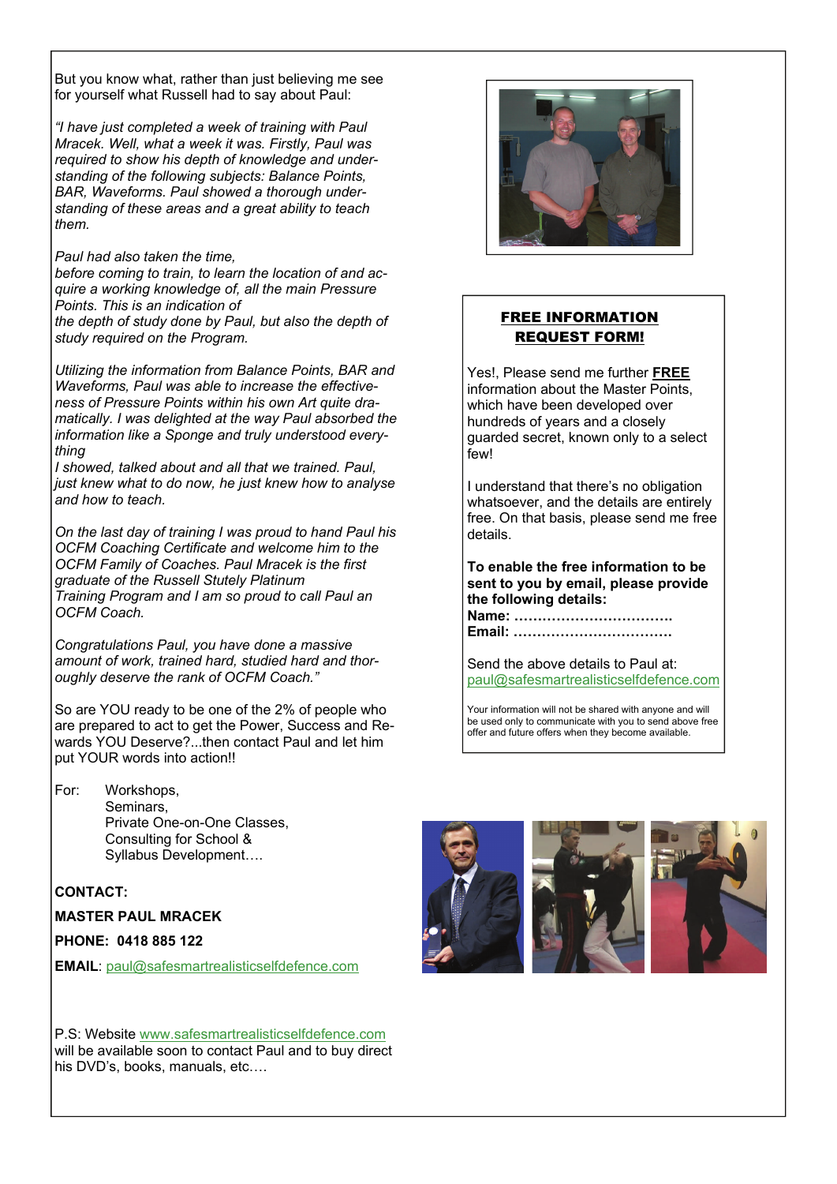But you know what, rather than just believing me see for yourself what Russell had to say about Paul:

*"I have just completed a week of training with Paul Mracek. Well, what a week it was. Firstly, Paul was required to show his depth of knowledge and understanding of the following subjects: Balance Points, BAR, Waveforms. Paul showed a thorough understanding of these areas and a great ability to teach them.*

*Paul had also taken the time, before coming to train, to learn the location of and acquire a working knowledge of, all the main Pressure Points. This is an indication of the depth of study done by Paul, but also the depth of study required on the Program.*

*Utilizing the information from Balance Points, BAR and Waveforms, Paul was able to increase the effectiveness of Pressure Points within his own Art quite dramatically. I was delighted at the way Paul absorbed the information like a Sponge and truly understood everything*
*I showed, talked about and all that we trained. Paul, just knew what to do now, he just knew how to analyse and how to teach.*

*On the last day of training I was proud to hand Paul his OCFM Coaching Certificate and welcome him to the OCFM Family of Coaches. Paul Mracek is the first graduate of the Russell Stutely Platinum Training Program and I am so proud to call Paul an OCFM Coach.*

*Congratulations Paul, you have done a massive amount of work, trained hard, studied hard and thoroughly deserve the rank of OCFM Coach."*

So are YOU ready to be one of the 2% of people who are prepared to act to get the Power, Success and Rewards YOU Deserve?...then contact Paul and let him put YOUR words into action!!

For:
- Workshops,
- Seminars,
- Private One-on-One Classes,
- Consulting for School & Syllabus Development….

**CONTACT:**

**MASTER PAUL MRACEK**

**PHONE: 0418 885 122**

**EMAIL**: paul@safesmartrealisticselfdefence.com

P.S: Website www.safesmartrealisticselfdefence.com will be available soon to contact Paul and to buy direct his DVD's, books, manuals, etc….

## FREE INFORMATION REQUEST FORM!

Yes!, Please send me further **FREE** information about the Master Points, which have been developed over hundreds of years and a closely guarded secret, known only to a select few!

I understand that there's no obligation whatsoever, and the details are entirely free. On that basis, please send me free details.

**To enable the free information to be sent to you by email, please provide the following details:**
**Name: …………………………….**
**Email: …………………………….**

Send the above details to Paul at: paul@safesmartrealisticselfdefence.com

Your information will not be shared with anyone and will be used only to communicate with you to send above free offer and future offers when they become available.